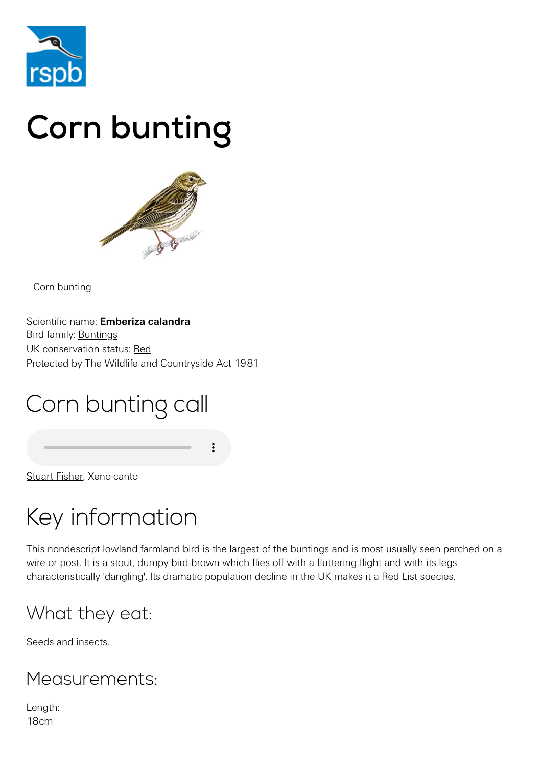# Corn bunting

Corn bunting

Scientific name: **Emberiza calandra**
Bird family: Buntings
UK conservation status: Red
Protected by The Wildlife and Countryside Act 1981

## Corn bunting call

Stuart Fisher, Xeno-canto

## Key information

This nondescript lowland farmland bird is the largest of the buntings and is most usually seen perched on a wire or post. It is a stout, dumpy bird brown which flies off with a fluttering flight and with its legs characteristically 'dangling'. Its dramatic population decline in the UK makes it a Red List species.

### What they eat:

Seeds and insects.

### Measurements:

Length:
18cm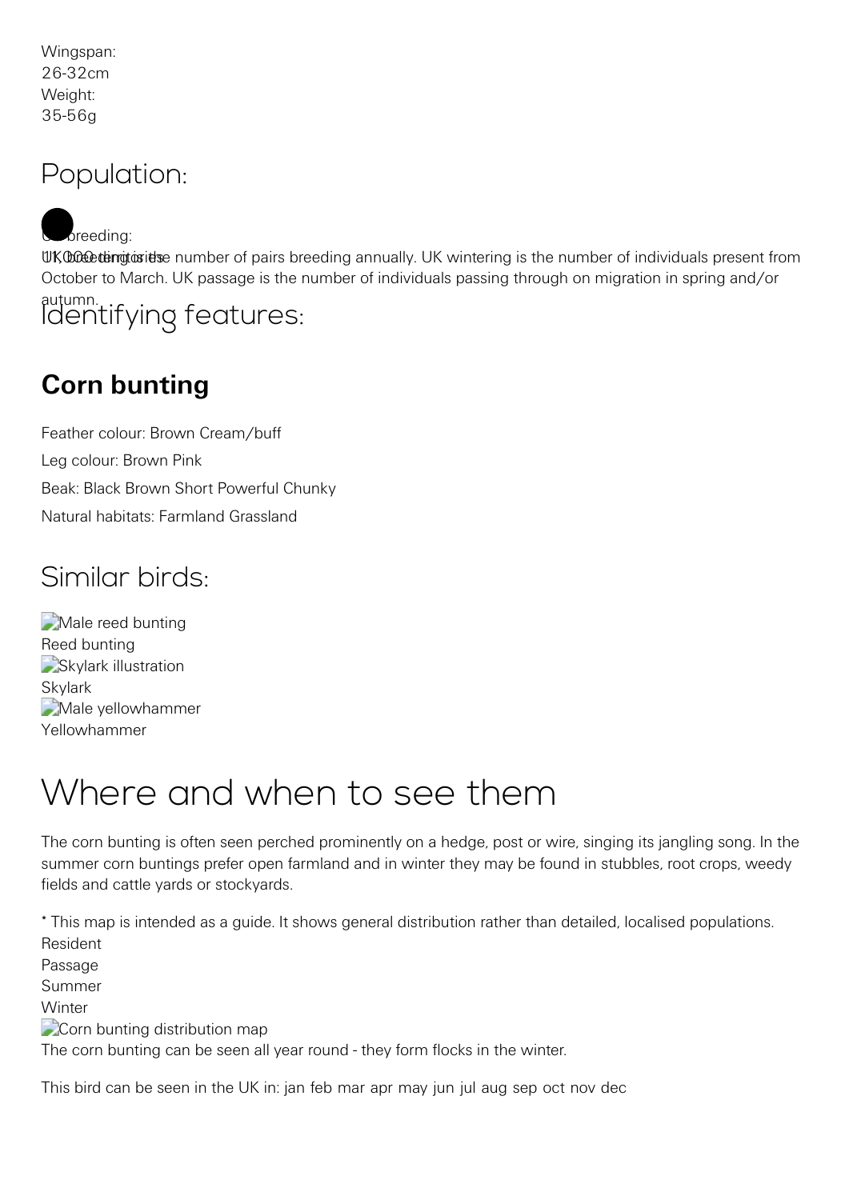Wingspan:
26-32cm
Weight:
35-56g

## Population:

UK breeding:
11,000 territories

UK breeding is the number of pairs breeding annually. UK wintering is the number of individuals present from October to March. UK passage is the number of individuals passing through on migration in spring and/or autumn.

## Identifying features:

### Corn bunting

Feather colour: Brown Cream/buff

Leg colour: Brown Pink

Beak: Black Brown Short Powerful Chunky

Natural habitats: Farmland Grassland

## Similar birds:

Male reed bunting
Reed bunting
Skylark illustration
Skylark
Male yellowhammer
Yellowhammer

# Where and when to see them

The corn bunting is often seen perched prominently on a hedge, post or wire, singing its jangling song. In the summer corn buntings prefer open farmland and in winter they may be found in stubbles, root crops, weedy fields and cattle yards or stockyards.

* This map is intended as a guide. It shows general distribution rather than detailed, localised populations.
Resident
Passage
Summer
Winter
Corn bunting distribution map
The corn bunting can be seen all year round - they form flocks in the winter.

This bird can be seen in the UK in: jan feb mar apr may jun jul aug sep oct nov dec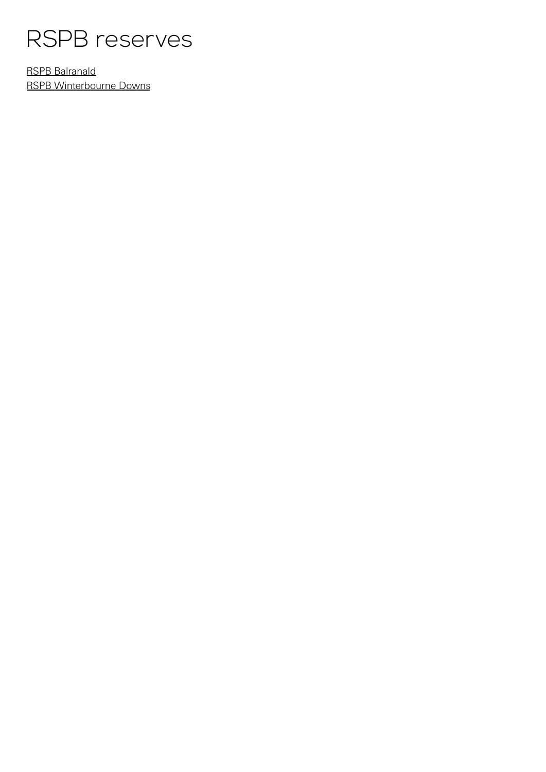# RSPB reserves

[RSPB Balranald]
[RSPB Winterbourne Downs]

# RSPB reserves

RSPB Balranald
RSPB Winterbourne Downs